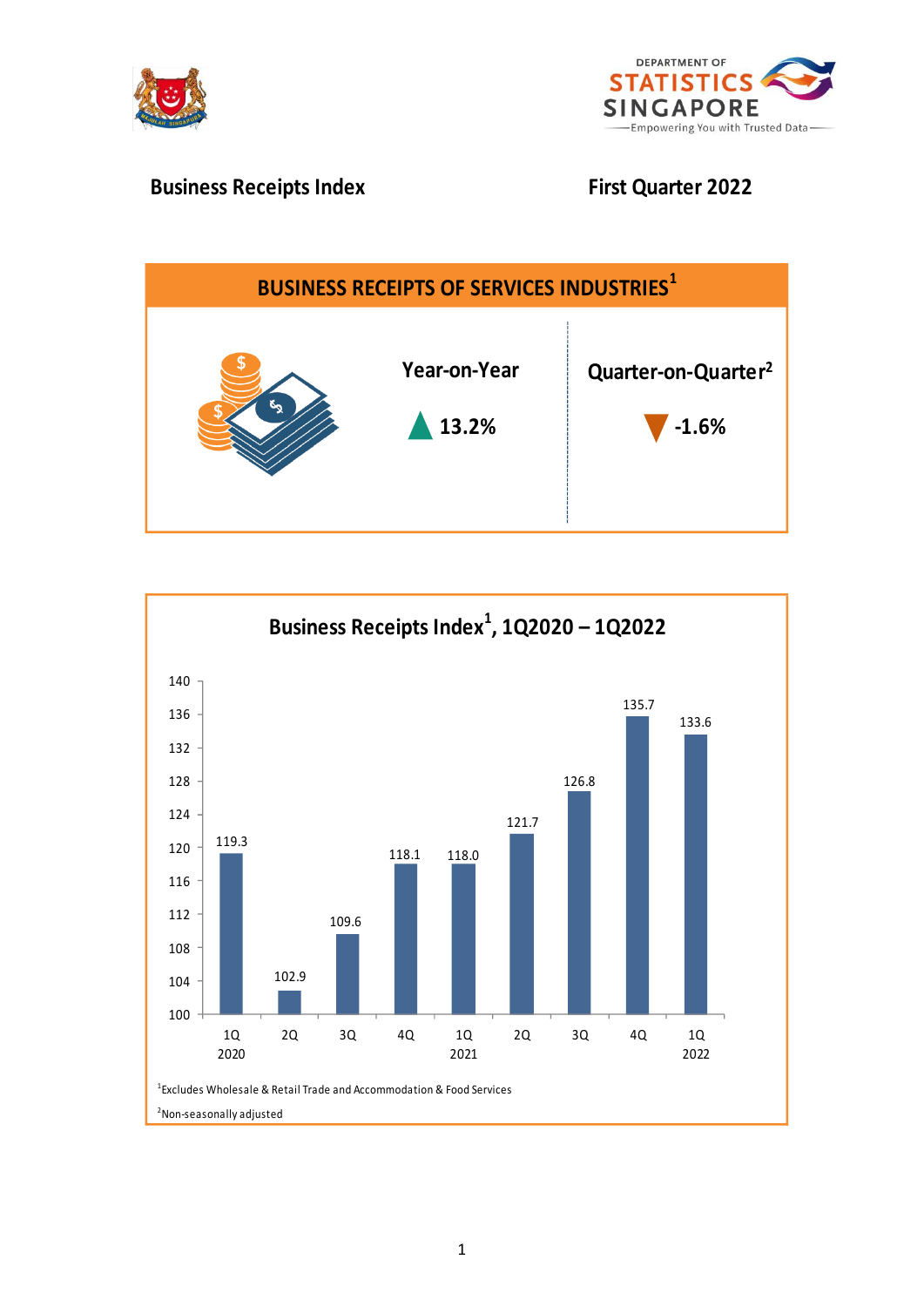# Business Receipts Index

**First Quarter 2022**

## BUSINESS RECEIPTS OF SERVICES INDUSTRIES[1]

| Year-on-Year | Quarter-on-Quarter[2] |
|---|---|
| ▲ 13.2% | ▼ -1.6% |

## Business Receipts Index[1], 1Q2020 – 1Q2022

| Quarter | Index |
|---|---|
| 1Q 2020 | 119.3 |
| 2Q | 102.9 |
| 3Q | 109.6 |
| 4Q | 118.1 |
| 1Q 2021 | 118.0 |
| 2Q | 121.7 |
| 3Q | 126.8 |
| 4Q | 135.7 |
| 1Q 2022 | 133.6 |

[1]Excludes Wholesale & Retail Trade and Accommodation & Food Services

[2]Non-seasonally adjusted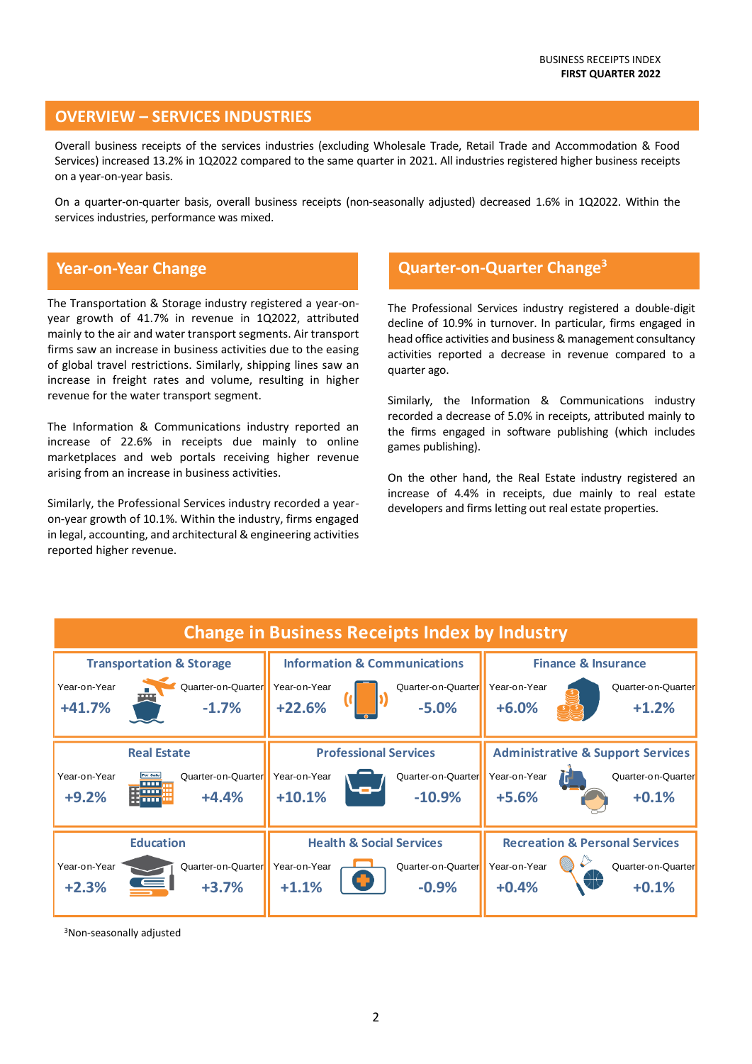## OVERVIEW – SERVICES INDUSTRIES

Overall business receipts of the services industries (excluding Wholesale Trade, Retail Trade and Accommodation & Food Services) increased 13.2% in 1Q2022 compared to the same quarter in 2021. All industries registered higher business receipts on a year-on-year basis.

On a quarter-on-quarter basis, overall business receipts (non-seasonally adjusted) decreased 1.6% in 1Q2022. Within the services industries, performance was mixed.

### Year-on-Year Change

The Transportation & Storage industry registered a year-on-year growth of 41.7% in revenue in 1Q2022, attributed mainly to the air and water transport segments. Air transport firms saw an increase in business activities due to the easing of global travel restrictions. Similarly, shipping lines saw an increase in freight rates and volume, resulting in higher revenue for the water transport segment.

The Information & Communications industry reported an increase of 22.6% in receipts due mainly to online marketplaces and web portals receiving higher revenue arising from an increase in business activities.

Similarly, the Professional Services industry recorded a year-on-year growth of 10.1%. Within the industry, firms engaged in legal, accounting, and architectural & engineering activities reported higher revenue.

### Quarter-on-Quarter Change[3]

The Professional Services industry registered a double-digit decline of 10.9% in turnover. In particular, firms engaged in head office activities and business & management consultancy activities reported a decrease in revenue compared to a quarter ago.

Similarly, the Information & Communications industry recorded a decrease of 5.0% in receipts, attributed mainly to the firms engaged in software publishing (which includes games publishing).

On the other hand, the Real Estate industry registered an increase of 4.4% in receipts, due mainly to real estate developers and firms letting out real estate properties.

### Change in Business Receipts Index by Industry

| Industry | Year-on-Year | Quarter-on-Quarter |
|---|---|---|
| Transportation & Storage | +41.7% | -1.7% |
| Information & Communications | +22.6% | -5.0% |
| Finance & Insurance | +6.0% | +1.2% |
| Real Estate | +9.2% | +4.4% |
| Professional Services | +10.1% | -10.9% |
| Administrative & Support Services | +5.6% | +0.1% |
| Education | +2.3% | +3.7% |
| Health & Social Services | +1.1% | -0.9% |
| Recreation & Personal Services | +0.4% | +0.1% |

[3]Non-seasonally adjusted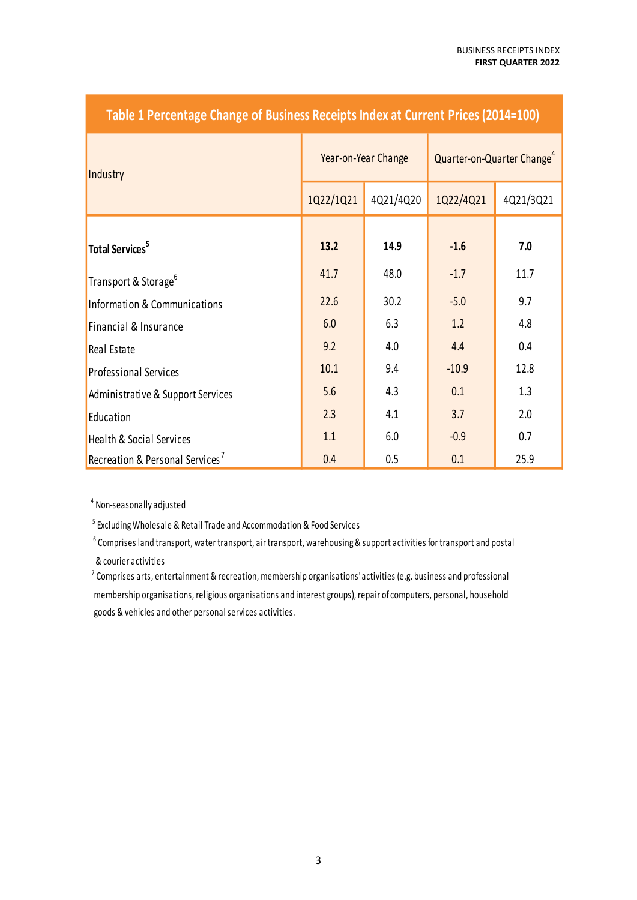## Table 1 Percentage Change of Business Receipts Index at Current Prices (2014=100)

| Industry | Year-on-Year Change | | Quarter-on-Quarter Change[4] | |
|---|---|---|---|---|
| | 1Q22/1Q21 | 4Q21/4Q20 | 1Q22/4Q21 | 4Q21/3Q21 |
| **Total Services[5]** | **13.2** | **14.9** | **-1.6** | **7.0** |
| Transport & Storage[6] | 41.7 | 48.0 | -1.7 | 11.7 |
| Information & Communications | 22.6 | 30.2 | -5.0 | 9.7 |
| Financial & Insurance | 6.0 | 6.3 | 1.2 | 4.8 |
| Real Estate | 9.2 | 4.0 | 4.4 | 0.4 |
| Professional Services | 10.1 | 9.4 | -10.9 | 12.8 |
| Administrative & Support Services | 5.6 | 4.3 | 0.1 | 1.3 |
| Education | 2.3 | 4.1 | 3.7 | 2.0 |
| Health & Social Services | 1.1 | 6.0 | -0.9 | 0.7 |
| Recreation & Personal Services[7] | 0.4 | 0.5 | 0.1 | 25.9 |

[4] Non-seasonally adjusted

[5] Excluding Wholesale & Retail Trade and Accommodation & Food Services

[6] Comprises land transport, water transport, air transport, warehousing & support activities for transport and postal & courier activities

[7] Comprises arts, entertainment & recreation, membership organisations' activities (e.g. business and professional membership organisations, religious organisations and interest groups), repair of computers, personal, household goods & vehicles and other personal services activities.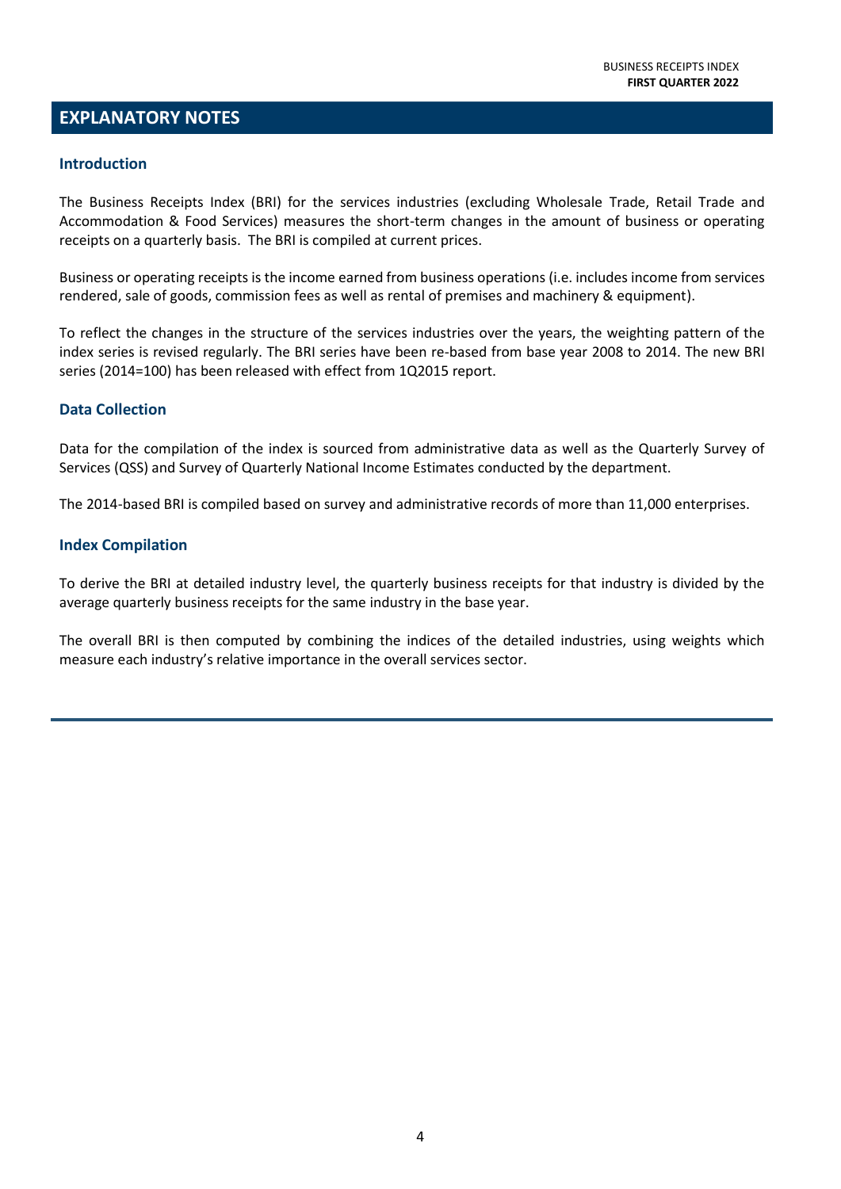# EXPLANATORY NOTES

## Introduction

The Business Receipts Index (BRI) for the services industries (excluding Wholesale Trade, Retail Trade and Accommodation & Food Services) measures the short-term changes in the amount of business or operating receipts on a quarterly basis. The BRI is compiled at current prices.

Business or operating receipts is the income earned from business operations (i.e. includes income from services rendered, sale of goods, commission fees as well as rental of premises and machinery & equipment).

To reflect the changes in the structure of the services industries over the years, the weighting pattern of the index series is revised regularly. The BRI series have been re-based from base year 2008 to 2014. The new BRI series (2014=100) has been released with effect from 1Q2015 report.

## Data Collection

Data for the compilation of the index is sourced from administrative data as well as the Quarterly Survey of Services (QSS) and Survey of Quarterly National Income Estimates conducted by the department.

The 2014-based BRI is compiled based on survey and administrative records of more than 11,000 enterprises.

## Index Compilation

To derive the BRI at detailed industry level, the quarterly business receipts for that industry is divided by the average quarterly business receipts for the same industry in the base year.

The overall BRI is then computed by combining the indices of the detailed industries, using weights which measure each industry's relative importance in the overall services sector.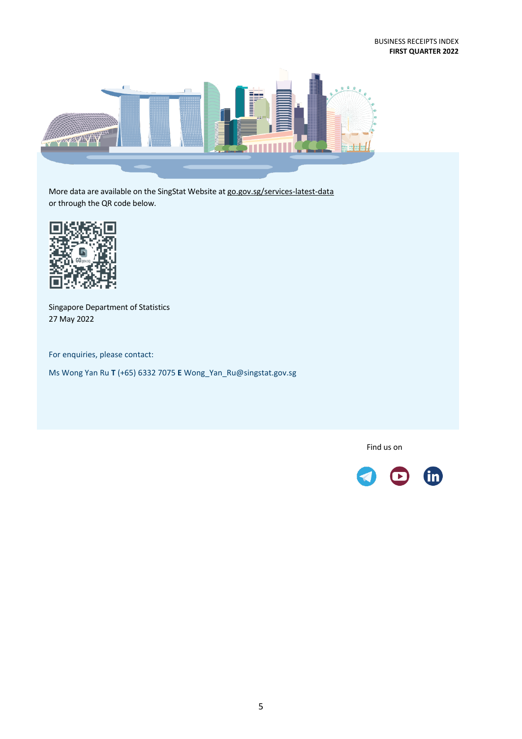More data are available on the SingStat Website at go.gov.sg/services-latest-data or through the QR code below.

Singapore Department of Statistics
27 May 2022

For enquiries, please contact:

Ms Wong Yan Ru **T** (+65) 6332 7075 **E** Wong_Yan_Ru@singstat.gov.sg

Find us on